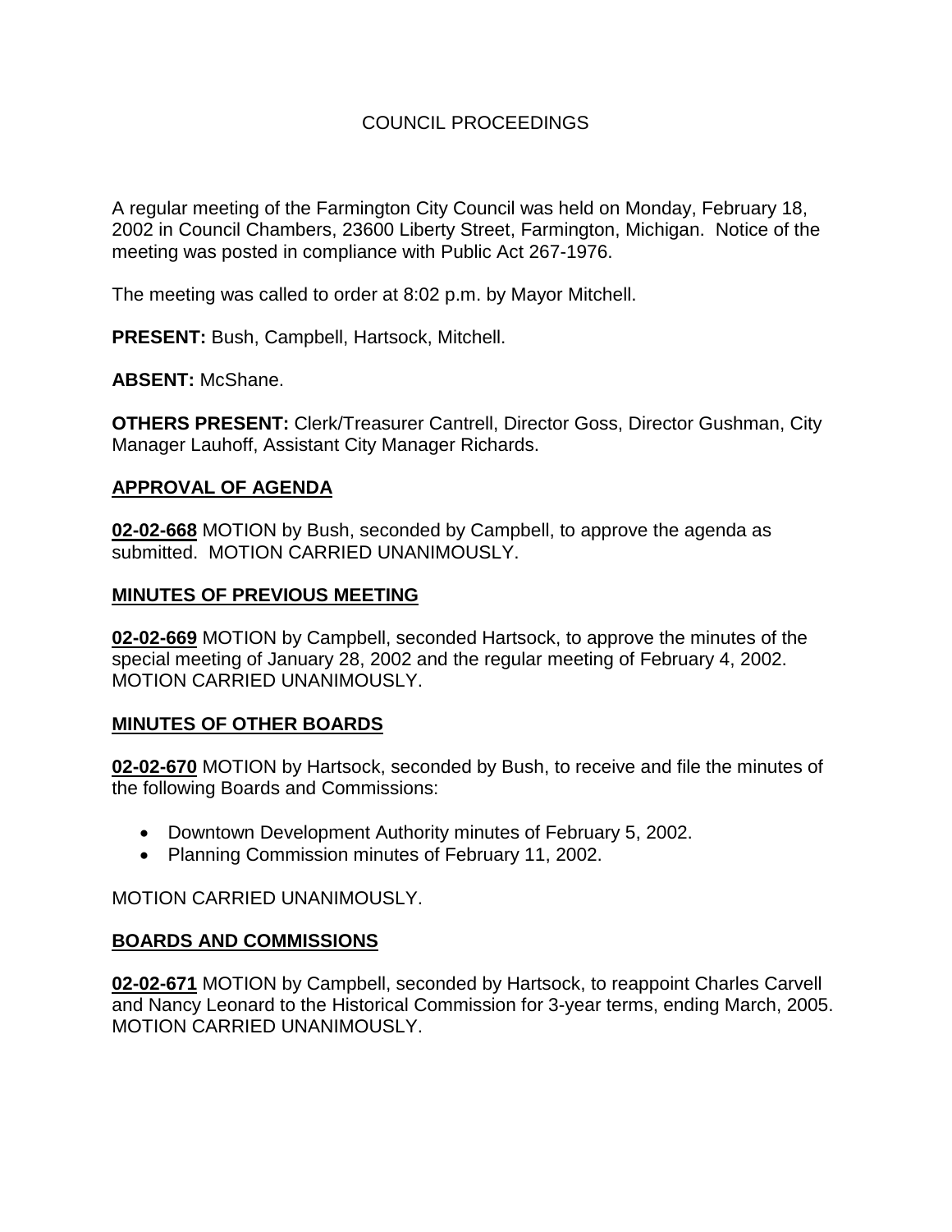# COUNCIL PROCEEDINGS

A regular meeting of the Farmington City Council was held on Monday, February 18, 2002 in Council Chambers, 23600 Liberty Street, Farmington, Michigan. Notice of the meeting was posted in compliance with Public Act 267-1976.

The meeting was called to order at 8:02 p.m. by Mayor Mitchell.

**PRESENT:** Bush, Campbell, Hartsock, Mitchell.

**ABSENT:** McShane.

**OTHERS PRESENT:** Clerk/Treasurer Cantrell, Director Goss, Director Gushman, City Manager Lauhoff, Assistant City Manager Richards.

## APPROVAL OF AGENDA

**02-02-668** MOTION by Bush, seconded by Campbell, to approve the agenda as submitted. MOTION CARRIED UNANIMOUSLY.

## MINUTES OF PREVIOUS MEETING

**02-02-669** MOTION by Campbell, seconded Hartsock, to approve the minutes of the special meeting of January 28, 2002 and the regular meeting of February 4, 2002. MOTION CARRIED UNANIMOUSLY.

## MINUTES OF OTHER BOARDS

**02-02-670** MOTION by Hartsock, seconded by Bush, to receive and file the minutes of the following Boards and Commissions:

- Downtown Development Authority minutes of February 5, 2002.
- Planning Commission minutes of February 11, 2002.

MOTION CARRIED UNANIMOUSLY.

## BOARDS AND COMMISSIONS

**02-02-671** MOTION by Campbell, seconded by Hartsock, to reappoint Charles Carvell and Nancy Leonard to the Historical Commission for 3-year terms, ending March, 2005. MOTION CARRIED UNANIMOUSLY.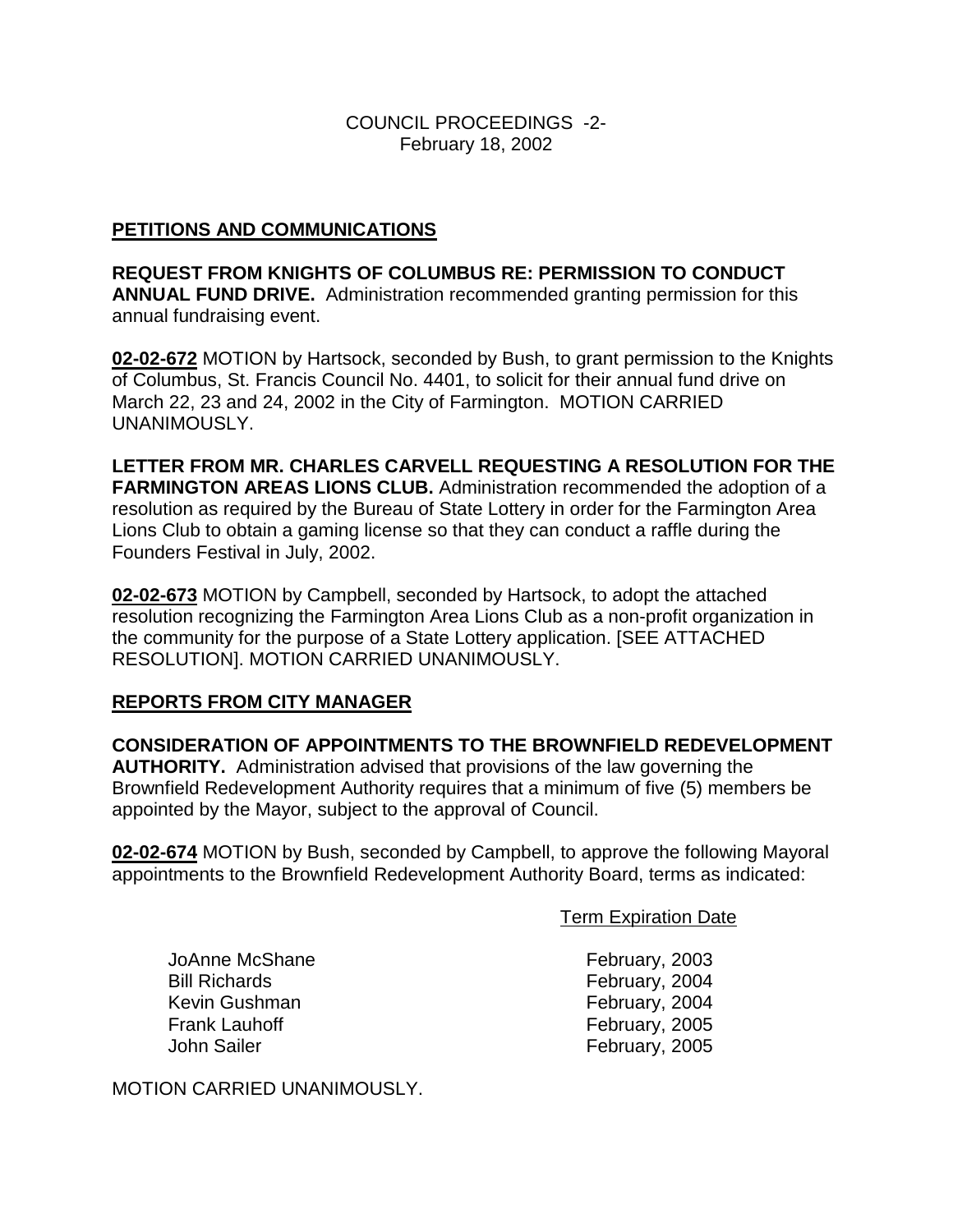COUNCIL PROCEEDINGS -2-
February 18, 2002

## PETITIONS AND COMMUNICATIONS

**REQUEST FROM KNIGHTS OF COLUMBUS RE: PERMISSION TO CONDUCT ANNUAL FUND DRIVE.** Administration recommended granting permission for this annual fundraising event.

**02-02-672** MOTION by Hartsock, seconded by Bush, to grant permission to the Knights of Columbus, St. Francis Council No. 4401, to solicit for their annual fund drive on March 22, 23 and 24, 2002 in the City of Farmington. MOTION CARRIED UNANIMOUSLY.

**LETTER FROM MR. CHARLES CARVELL REQUESTING A RESOLUTION FOR THE FARMINGTON AREAS LIONS CLUB.** Administration recommended the adoption of a resolution as required by the Bureau of State Lottery in order for the Farmington Area Lions Club to obtain a gaming license so that they can conduct a raffle during the Founders Festival in July, 2002.

**02-02-673** MOTION by Campbell, seconded by Hartsock, to adopt the attached resolution recognizing the Farmington Area Lions Club as a non-profit organization in the community for the purpose of a State Lottery application. [SEE ATTACHED RESOLUTION]. MOTION CARRIED UNANIMOUSLY.

## REPORTS FROM CITY MANAGER

**CONSIDERATION OF APPOINTMENTS TO THE BROWNFIELD REDEVELOPMENT AUTHORITY.** Administration advised that provisions of the law governing the Brownfield Redevelopment Authority requires that a minimum of five (5) members be appointed by the Mayor, subject to the approval of Council.

**02-02-674** MOTION by Bush, seconded by Campbell, to approve the following Mayoral appointments to the Brownfield Redevelopment Authority Board, terms as indicated:

| | Term Expiration Date |
|---|---|
| JoAnne McShane | February, 2003 |
| Bill Richards | February, 2004 |
| Kevin Gushman | February, 2004 |
| Frank Lauhoff | February, 2005 |
| John Sailer | February, 2005 |

MOTION CARRIED UNANIMOUSLY.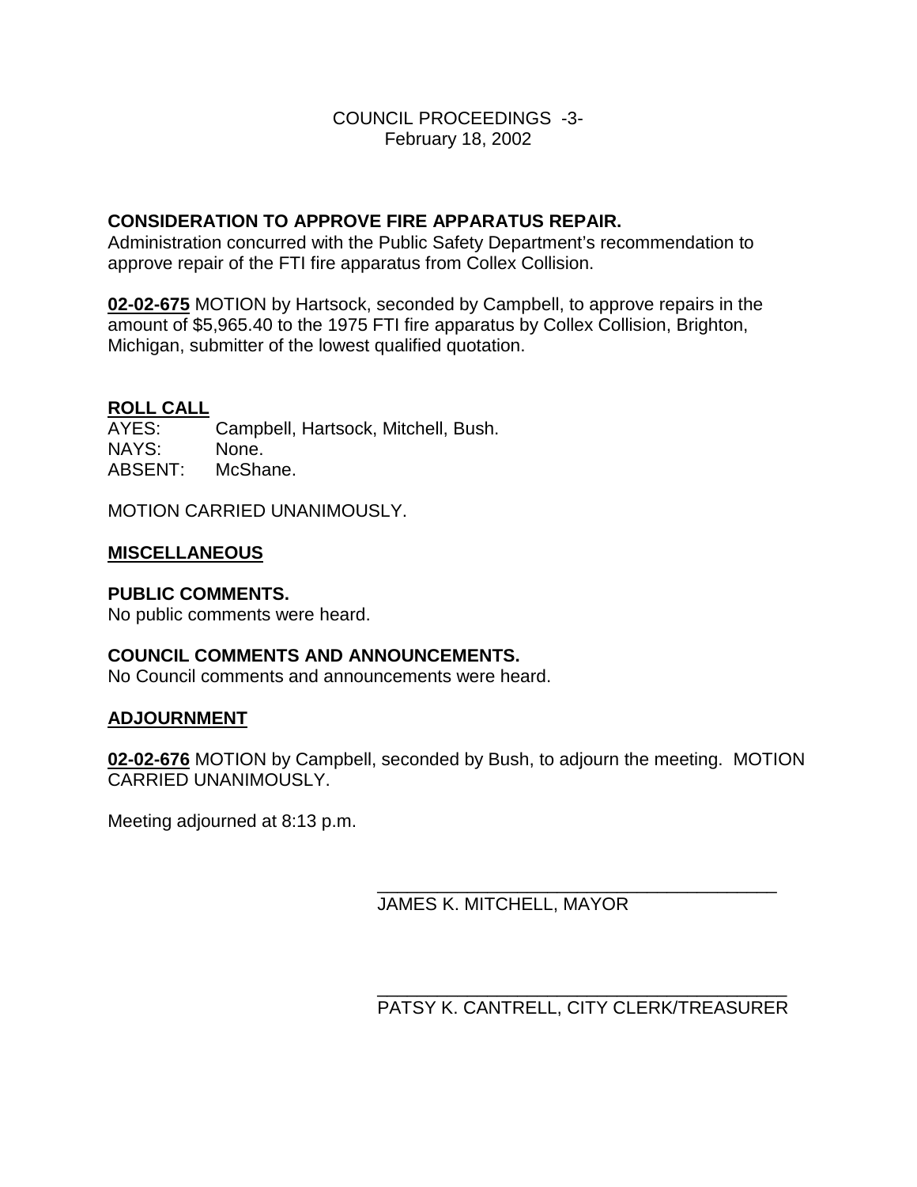**CONSIDERATION TO APPROVE FIRE APPARATUS REPAIR.**
Administration concurred with the Public Safety Department's recommendation to approve repair of the FTI fire apparatus from Collex Collision.

**02-02-675** MOTION by Hartsock, seconded by Campbell, to approve repairs in the amount of $5,965.40 to the 1975 FTI fire apparatus by Collex Collision, Brighton, Michigan, submitter of the lowest qualified quotation.

**ROLL CALL**

| | |
|---|---|
| AYES: | Campbell, Hartsock, Mitchell, Bush. |
| NAYS: | None. |
| ABSENT: | McShane. |

MOTION CARRIED UNANIMOUSLY.

**MISCELLANEOUS**

**PUBLIC COMMENTS.**
No public comments were heard.

**COUNCIL COMMENTS AND ANNOUNCEMENTS.**
No Council comments and announcements were heard.

**ADJOURNMENT**

**02-02-676** MOTION by Campbell, seconded by Bush, to adjourn the meeting. MOTION CARRIED UNANIMOUSLY.

Meeting adjourned at 8:13 p.m.

_______________________________________
JAMES K. MITCHELL, MAYOR

_______________________________________
PATSY K. CANTRELL, CITY CLERK/TREASURER